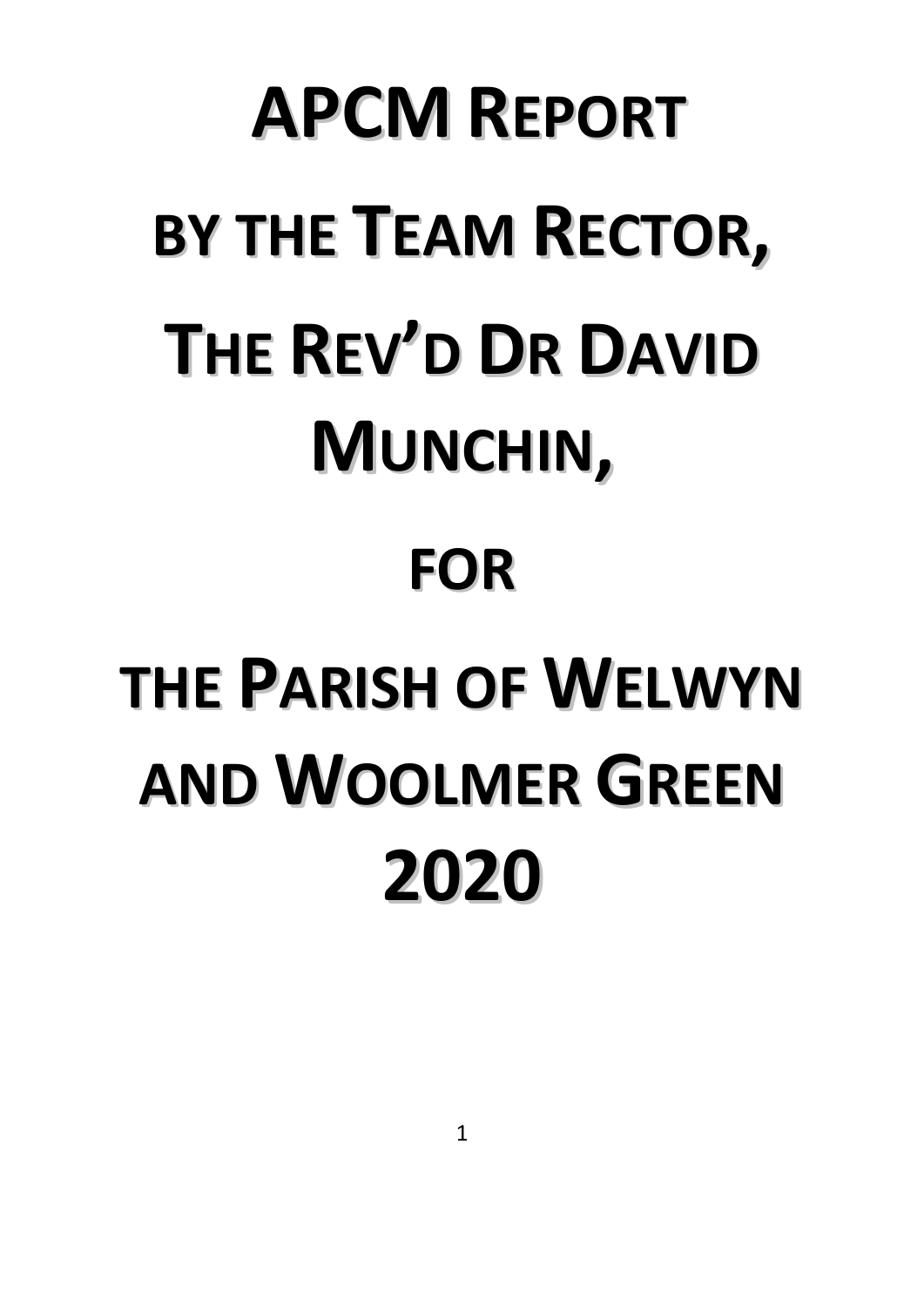# APCM Report

# by the Team Rector,

# The Rev'd Dr David Munchin,

# for

# the Parish of Welwyn and Woolmer Green

# 2020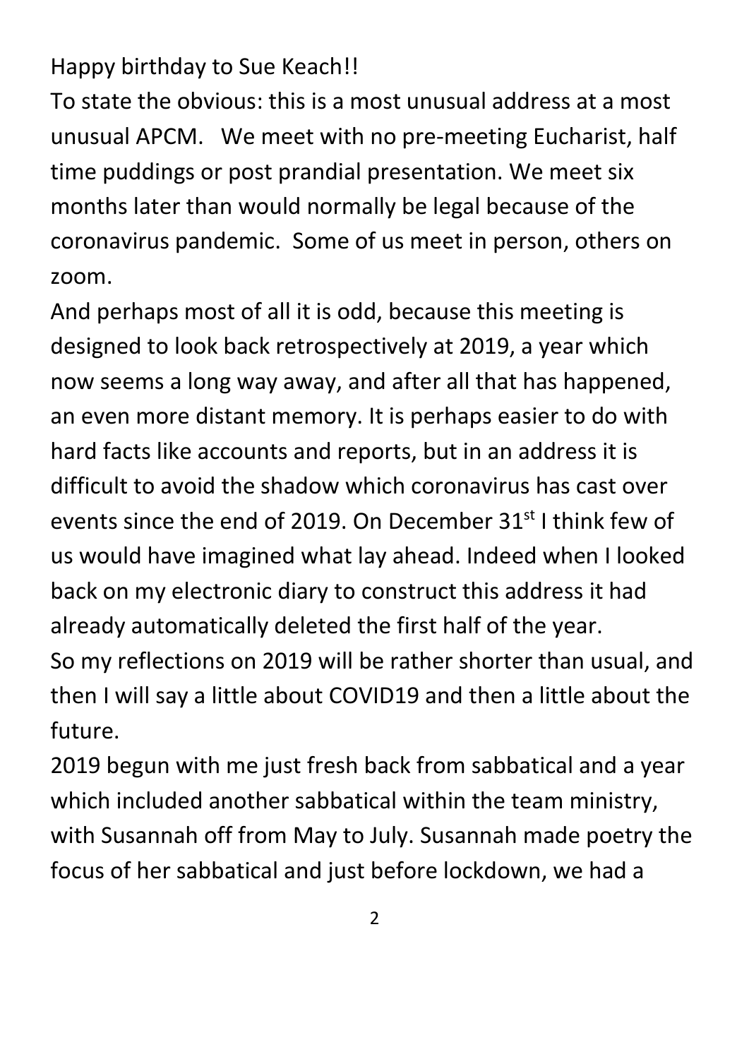Happy birthday to Sue Keach!!

To state the obvious: this is a most unusual address at a most unusual APCM. We meet with no pre-meeting Eucharist, half time puddings or post prandial presentation. We meet six months later than would normally be legal because of the coronavirus pandemic. Some of us meet in person, others on zoom.

And perhaps most of all it is odd, because this meeting is designed to look back retrospectively at 2019, a year which now seems a long way away, and after all that has happened, an even more distant memory. It is perhaps easier to do with hard facts like accounts and reports, but in an address it is difficult to avoid the shadow which coronavirus has cast over events since the end of 2019. On December 31st I think few of us would have imagined what lay ahead. Indeed when I looked back on my electronic diary to construct this address it had already automatically deleted the first half of the year.

So my reflections on 2019 will be rather shorter than usual, and then I will say a little about COVID19 and then a little about the future.

2019 begun with me just fresh back from sabbatical and a year which included another sabbatical within the team ministry, with Susannah off from May to July. Susannah made poetry the focus of her sabbatical and just before lockdown, we had a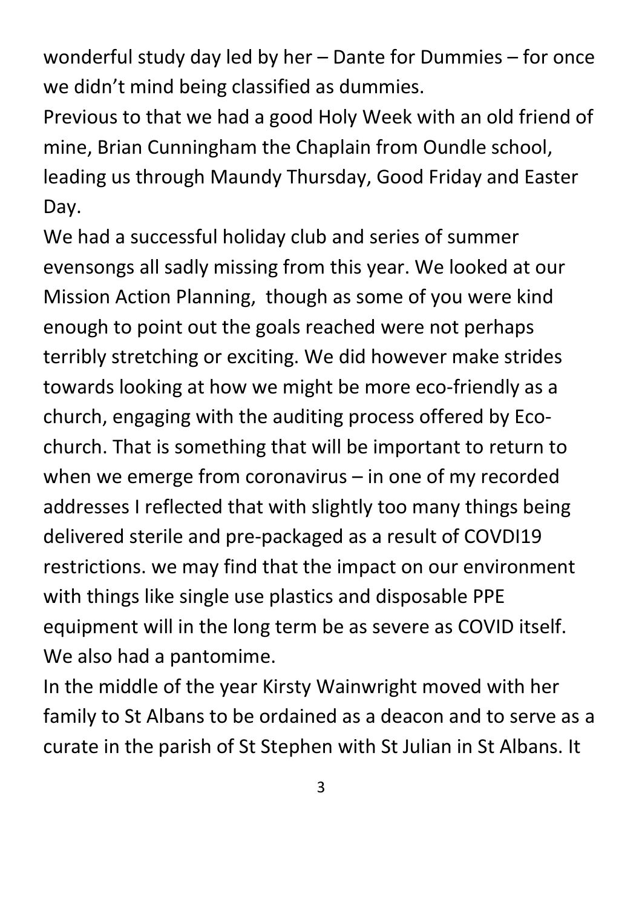wonderful study day led by her – Dante for Dummies – for once we didn't mind being classified as dummies.

Previous to that we had a good Holy Week with an old friend of mine, Brian Cunningham the Chaplain from Oundle school, leading us through Maundy Thursday, Good Friday and Easter Day.

We had a successful holiday club and series of summer evensongs all sadly missing from this year. We looked at our Mission Action Planning, though as some of you were kind enough to point out the goals reached were not perhaps terribly stretching or exciting. We did however make strides towards looking at how we might be more eco-friendly as a church, engaging with the auditing process offered by Eco-church. That is something that will be important to return to when we emerge from coronavirus – in one of my recorded addresses I reflected that with slightly too many things being delivered sterile and pre-packaged as a result of COVDI19 restrictions. we may find that the impact on our environment with things like single use plastics and disposable PPE equipment will in the long term be as severe as COVID itself. We also had a pantomime.

In the middle of the year Kirsty Wainwright moved with her family to St Albans to be ordained as a deacon and to serve as a curate in the parish of St Stephen with St Julian in St Albans. It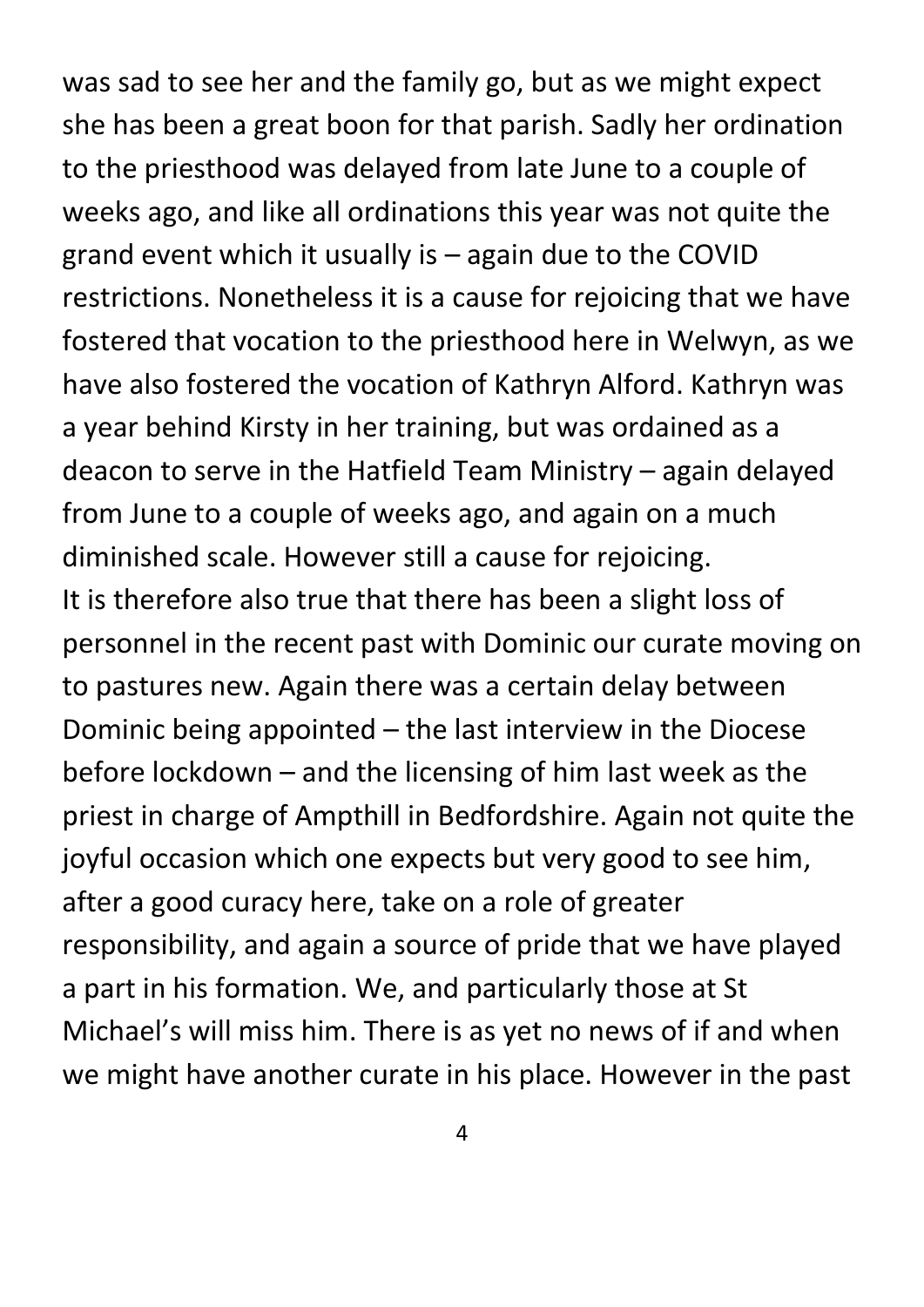was sad to see her and the family go, but as we might expect she has been a great boon for that parish. Sadly her ordination to the priesthood was delayed from late June to a couple of weeks ago, and like all ordinations this year was not quite the grand event which it usually is – again due to the COVID restrictions. Nonetheless it is a cause for rejoicing that we have fostered that vocation to the priesthood here in Welwyn, as we have also fostered the vocation of Kathryn Alford. Kathryn was a year behind Kirsty in her training, but was ordained as a deacon to serve in the Hatfield Team Ministry – again delayed from June to a couple of weeks ago, and again on a much diminished scale. However still a cause for rejoicing.

It is therefore also true that there has been a slight loss of personnel in the recent past with Dominic our curate moving on to pastures new. Again there was a certain delay between Dominic being appointed – the last interview in the Diocese before lockdown – and the licensing of him last week as the priest in charge of Ampthill in Bedfordshire. Again not quite the joyful occasion which one expects but very good to see him, after a good curacy here, take on a role of greater responsibility, and again a source of pride that we have played a part in his formation. We, and particularly those at St Michael's will miss him. There is as yet no news of if and when we might have another curate in his place. However in the past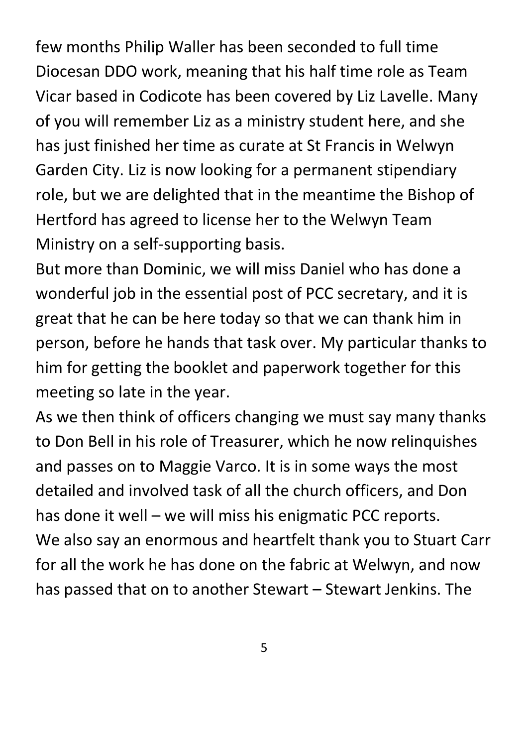few months Philip Waller has been seconded to full time Diocesan DDO work, meaning that his half time role as Team Vicar based in Codicote has been covered by Liz Lavelle. Many of you will remember Liz as a ministry student here, and she has just finished her time as curate at St Francis in Welwyn Garden City. Liz is now looking for a permanent stipendiary role, but we are delighted that in the meantime the Bishop of Hertford has agreed to license her to the Welwyn Team Ministry on a self-supporting basis.

But more than Dominic, we will miss Daniel who has done a wonderful job in the essential post of PCC secretary, and it is great that he can be here today so that we can thank him in person, before he hands that task over. My particular thanks to him for getting the booklet and paperwork together for this meeting so late in the year.

As we then think of officers changing we must say many thanks to Don Bell in his role of Treasurer, which he now relinquishes and passes on to Maggie Varco. It is in some ways the most detailed and involved task of all the church officers, and Don has done it well – we will miss his enigmatic PCC reports.

We also say an enormous and heartfelt thank you to Stuart Carr for all the work he has done on the fabric at Welwyn, and now has passed that on to another Stewart – Stewart Jenkins. The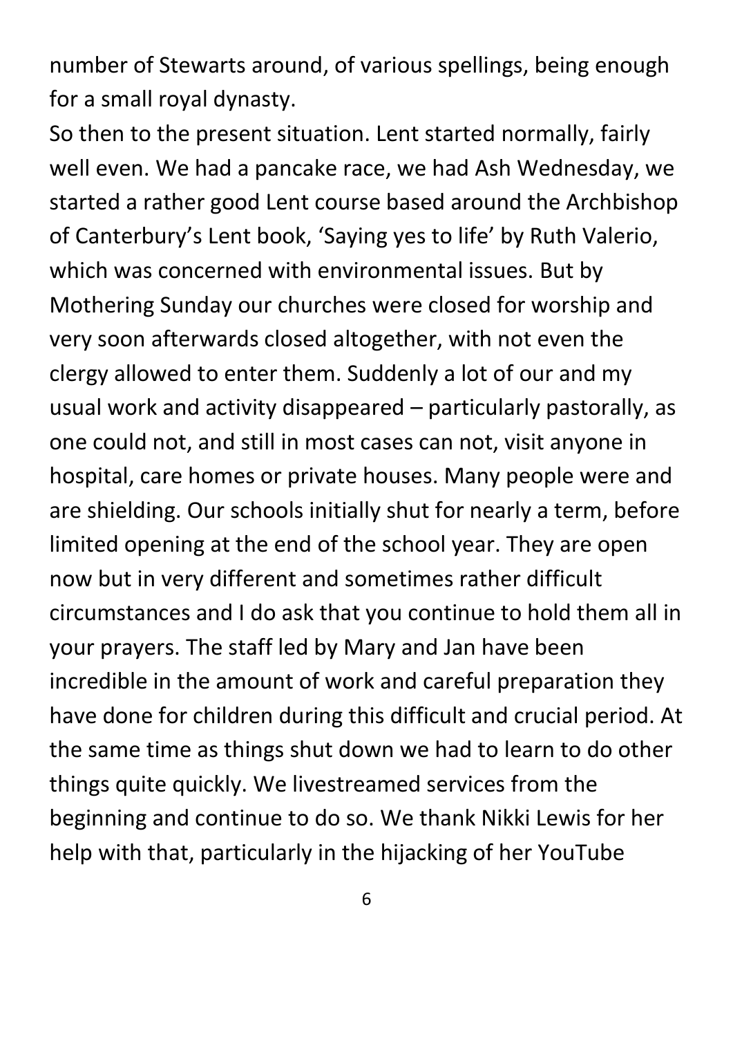number of Stewarts around, of various spellings, being enough for a small royal dynasty.

So then to the present situation. Lent started normally, fairly well even. We had a pancake race, we had Ash Wednesday, we started a rather good Lent course based around the Archbishop of Canterbury's Lent book, 'Saying yes to life' by Ruth Valerio, which was concerned with environmental issues. But by Mothering Sunday our churches were closed for worship and very soon afterwards closed altogether, with not even the clergy allowed to enter them. Suddenly a lot of our and my usual work and activity disappeared – particularly pastorally, as one could not, and still in most cases can not, visit anyone in hospital, care homes or private houses. Many people were and are shielding. Our schools initially shut for nearly a term, before limited opening at the end of the school year. They are open now but in very different and sometimes rather difficult circumstances and I do ask that you continue to hold them all in your prayers. The staff led by Mary and Jan have been incredible in the amount of work and careful preparation they have done for children during this difficult and crucial period. At the same time as things shut down we had to learn to do other things quite quickly. We livestreamed services from the beginning and continue to do so. We thank Nikki Lewis for her help with that, particularly in the hijacking of her YouTube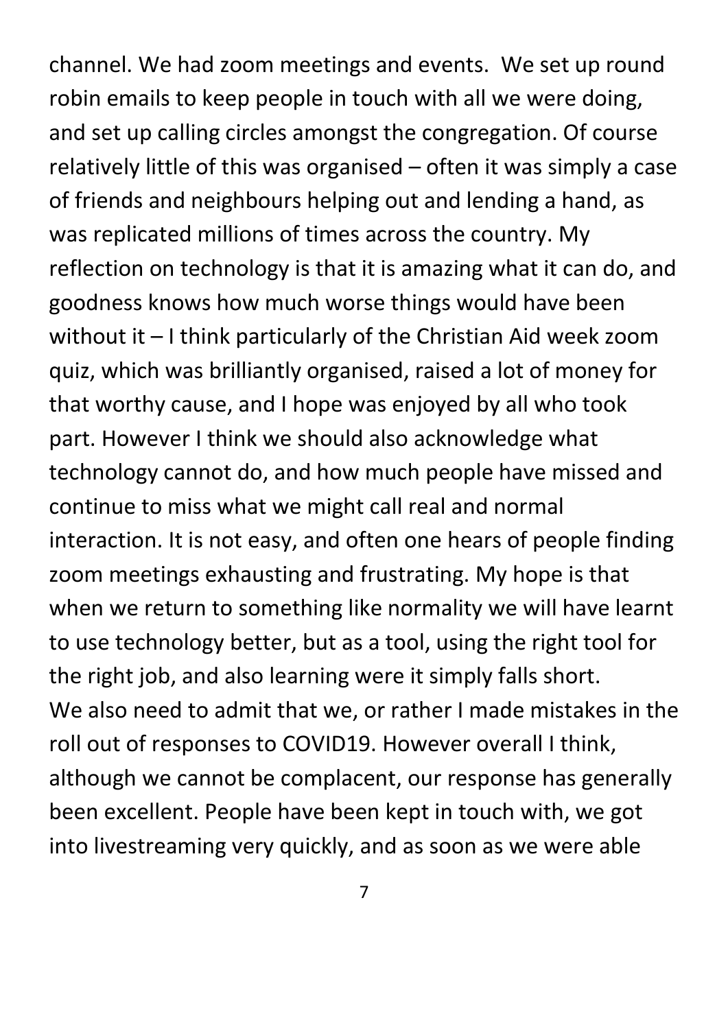channel. We had zoom meetings and events. We set up round robin emails to keep people in touch with all we were doing, and set up calling circles amongst the congregation. Of course relatively little of this was organised – often it was simply a case of friends and neighbours helping out and lending a hand, as was replicated millions of times across the country. My reflection on technology is that it is amazing what it can do, and goodness knows how much worse things would have been without it – I think particularly of the Christian Aid week zoom quiz, which was brilliantly organised, raised a lot of money for that worthy cause, and I hope was enjoyed by all who took part. However I think we should also acknowledge what technology cannot do, and how much people have missed and continue to miss what we might call real and normal interaction. It is not easy, and often one hears of people finding zoom meetings exhausting and frustrating. My hope is that when we return to something like normality we will have learnt to use technology better, but as a tool, using the right tool for the right job, and also learning were it simply falls short.

We also need to admit that we, or rather I made mistakes in the roll out of responses to COVID19. However overall I think, although we cannot be complacent, our response has generally been excellent. People have been kept in touch with, we got into livestreaming very quickly, and as soon as we were able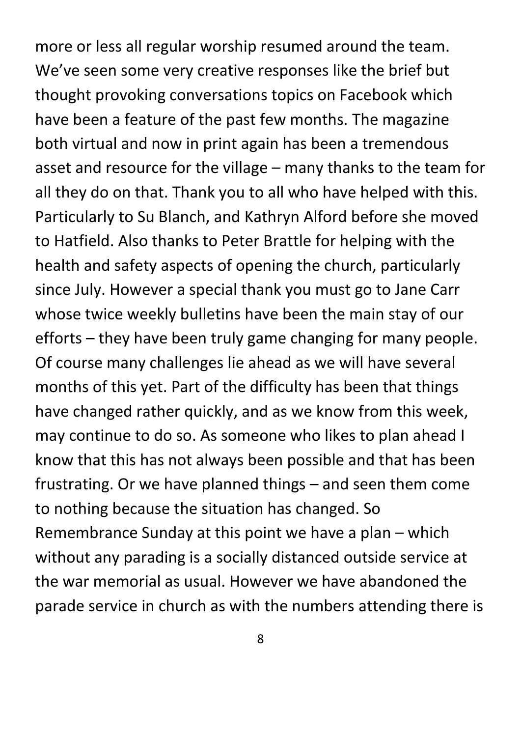more or less all regular worship resumed around the team. We've seen some very creative responses like the brief but thought provoking conversations topics on Facebook which have been a feature of the past few months. The magazine both virtual and now in print again has been a tremendous asset and resource for the village – many thanks to the team for all they do on that. Thank you to all who have helped with this. Particularly to Su Blanch, and Kathryn Alford before she moved to Hatfield. Also thanks to Peter Brattle for helping with the health and safety aspects of opening the church, particularly since July. However a special thank you must go to Jane Carr whose twice weekly bulletins have been the main stay of our efforts – they have been truly game changing for many people. Of course many challenges lie ahead as we will have several months of this yet. Part of the difficulty has been that things have changed rather quickly, and as we know from this week, may continue to do so. As someone who likes to plan ahead I know that this has not always been possible and that has been frustrating. Or we have planned things – and seen them come to nothing because the situation has changed. So Remembrance Sunday at this point we have a plan – which without any parading is a socially distanced outside service at the war memorial as usual. However we have abandoned the parade service in church as with the numbers attending there is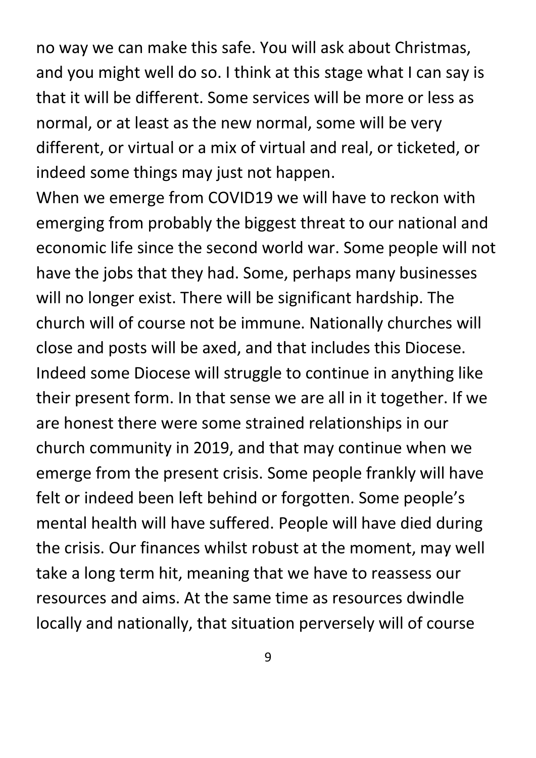no way we can make this safe. You will ask about Christmas, and you might well do so. I think at this stage what I can say is that it will be different. Some services will be more or less as normal, or at least as the new normal, some will be very different, or virtual or a mix of virtual and real, or ticketed, or indeed some things may just not happen.

When we emerge from COVID19 we will have to reckon with emerging from probably the biggest threat to our national and economic life since the second world war. Some people will not have the jobs that they had. Some, perhaps many businesses will no longer exist. There will be significant hardship. The church will of course not be immune. Nationally churches will close and posts will be axed, and that includes this Diocese. Indeed some Diocese will struggle to continue in anything like their present form. In that sense we are all in it together. If we are honest there were some strained relationships in our church community in 2019, and that may continue when we emerge from the present crisis. Some people frankly will have felt or indeed been left behind or forgotten. Some people's mental health will have suffered. People will have died during the crisis. Our finances whilst robust at the moment, may well take a long term hit, meaning that we have to reassess our resources and aims. At the same time as resources dwindle locally and nationally, that situation perversely will of course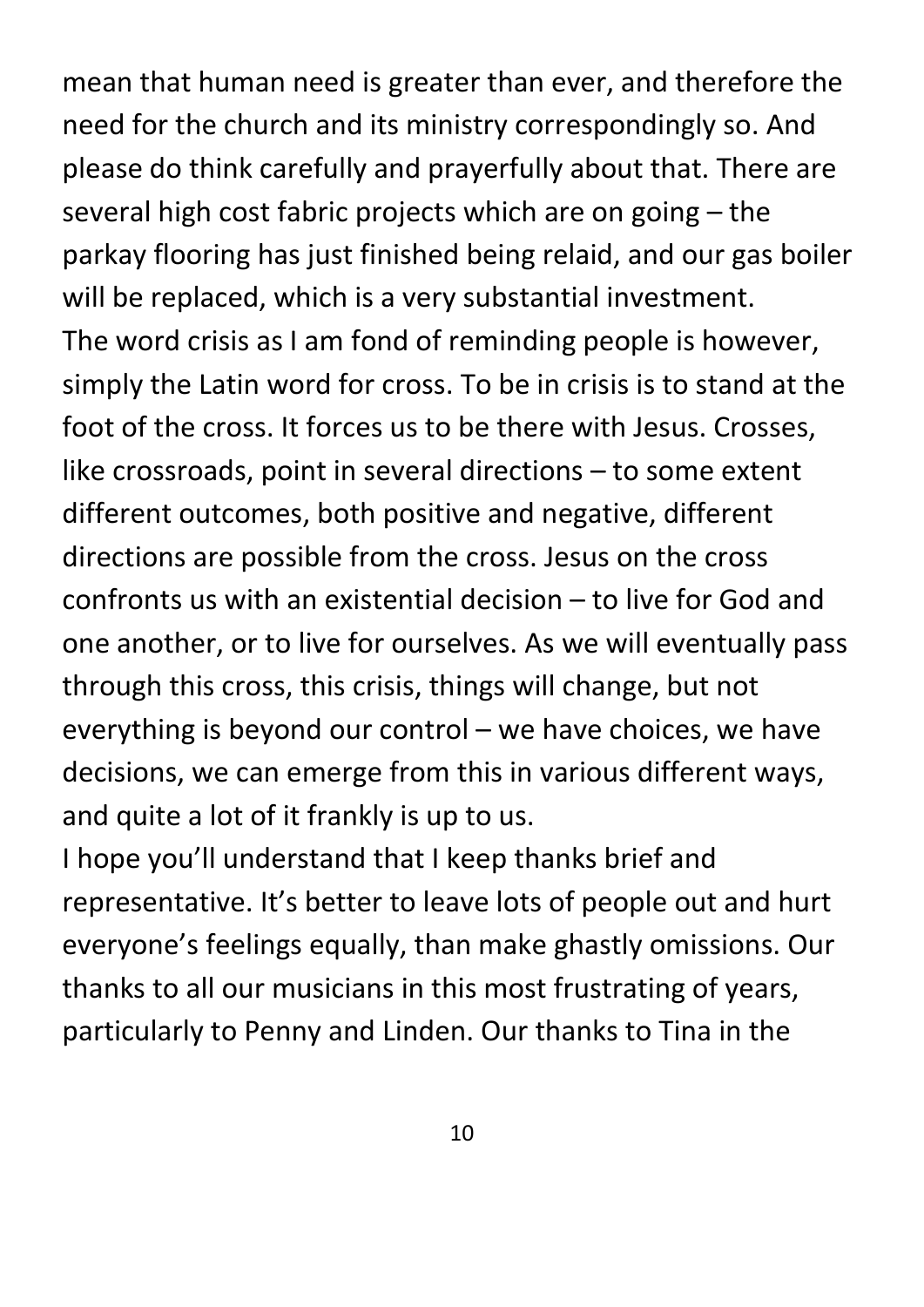mean that human need is greater than ever, and therefore the need for the church and its ministry correspondingly so. And please do think carefully and prayerfully about that. There are several high cost fabric projects which are on going – the parkay flooring has just finished being relaid, and our gas boiler will be replaced, which is a very substantial investment.

The word crisis as I am fond of reminding people is however, simply the Latin word for cross. To be in crisis is to stand at the foot of the cross. It forces us to be there with Jesus. Crosses, like crossroads, point in several directions – to some extent different outcomes, both positive and negative, different directions are possible from the cross. Jesus on the cross confronts us with an existential decision – to live for God and one another, or to live for ourselves. As we will eventually pass through this cross, this crisis, things will change, but not everything is beyond our control – we have choices, we have decisions, we can emerge from this in various different ways, and quite a lot of it frankly is up to us.

I hope you'll understand that I keep thanks brief and representative. It's better to leave lots of people out and hurt everyone's feelings equally, than make ghastly omissions. Our thanks to all our musicians in this most frustrating of years, particularly to Penny and Linden. Our thanks to Tina in the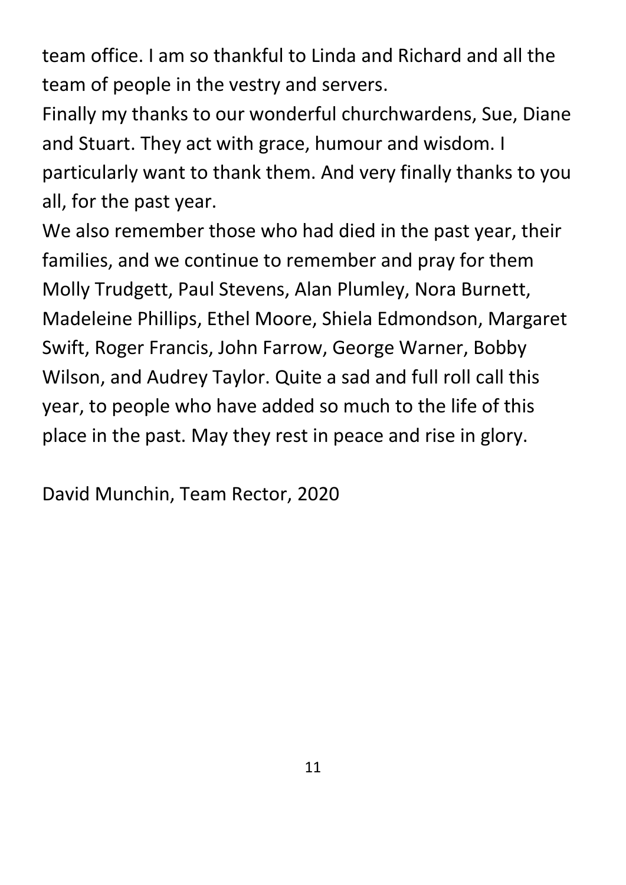team office. I am so thankful to Linda and Richard and all the team of people in the vestry and servers.

Finally my thanks to our wonderful churchwardens, Sue, Diane and Stuart. They act with grace, humour and wisdom. I particularly want to thank them. And very finally thanks to you all, for the past year.

We also remember those who had died in the past year, their families, and we continue to remember and pray for them Molly Trudgett, Paul Stevens, Alan Plumley, Nora Burnett, Madeleine Phillips, Ethel Moore, Shiela Edmondson, Margaret Swift, Roger Francis, John Farrow, George Warner, Bobby Wilson, and Audrey Taylor. Quite a sad and full roll call this year, to people who have added so much to the life of this place in the past. May they rest in peace and rise in glory.

David Munchin, Team Rector, 2020